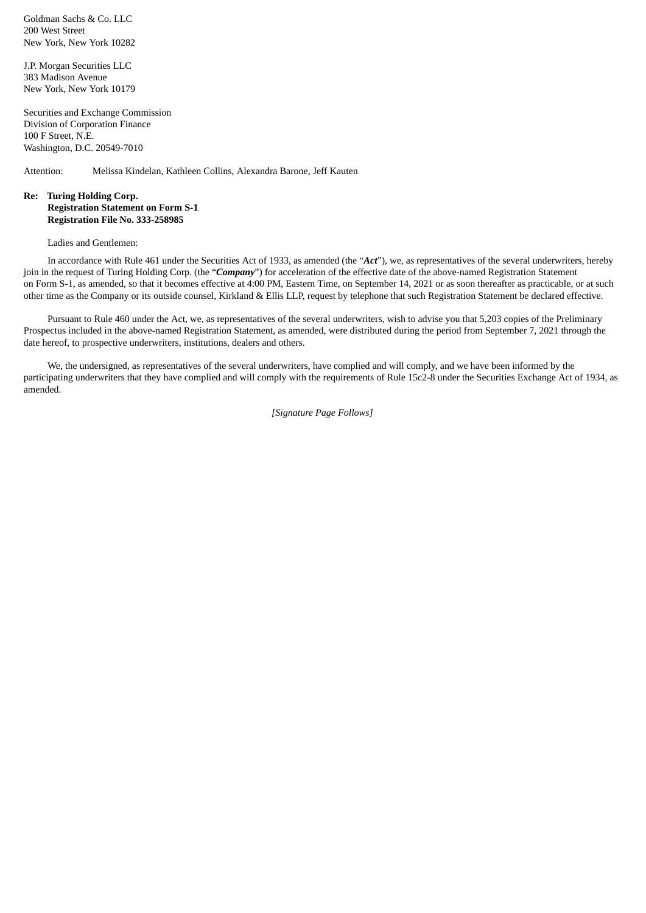Goldman Sachs & Co. LLC
200 West Street
New York, New York 10282

J.P. Morgan Securities LLC
383 Madison Avenue
New York, New York 10179

Securities and Exchange Commission
Division of Corporation Finance
100 F Street, N.E.
Washington, D.C. 20549-7010

Attention: Melissa Kindelan, Kathleen Collins, Alexandra Barone, Jeff Kauten

**Re: Turing Holding Corp.**
**Registration Statement on Form S-1**
**Registration File No. 333-258985**

Ladies and Gentlemen:

In accordance with Rule 461 under the Securities Act of 1933, as amended (the "***Act***"), we, as representatives of the several underwriters, hereby join in the request of Turing Holding Corp. (the "***Company***") for acceleration of the effective date of the above-named Registration Statement on Form S-1, as amended, so that it becomes effective at 4:00 PM, Eastern Time, on September 14, 2021 or as soon thereafter as practicable, or at such other time as the Company or its outside counsel, Kirkland & Ellis LLP, request by telephone that such Registration Statement be declared effective.

Pursuant to Rule 460 under the Act, we, as representatives of the several underwriters, wish to advise you that 5,203 copies of the Preliminary Prospectus included in the above-named Registration Statement, as amended, were distributed during the period from September 7, 2021 through the date hereof, to prospective underwriters, institutions, dealers and others.

We, the undersigned, as representatives of the several underwriters, have complied and will comply, and we have been informed by the participating underwriters that they have complied and will comply with the requirements of Rule 15c2-8 under the Securities Exchange Act of 1934, as amended.

*[Signature Page Follows]*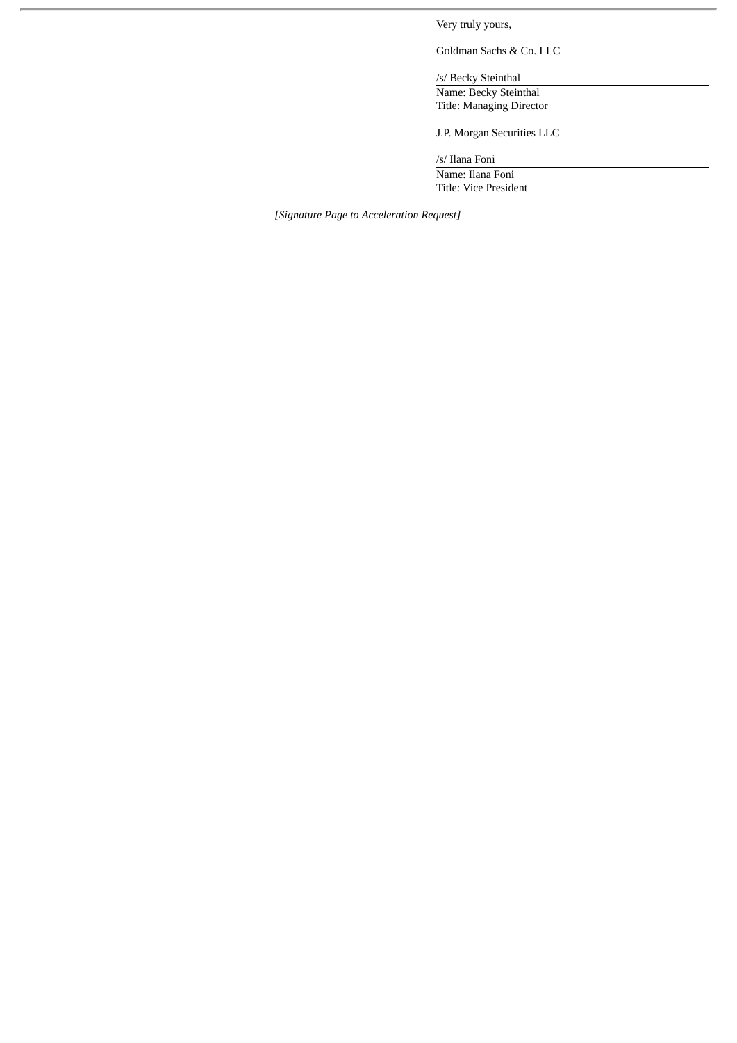Very truly yours,

Goldman Sachs & Co. LLC

/s/ Becky Steinthal
Name: Becky Steinthal
Title: Managing Director

J.P. Morgan Securities LLC

/s/ Ilana Foni
Name: Ilana Foni
Title: Vice President

*[Signature Page to Acceleration Request]*